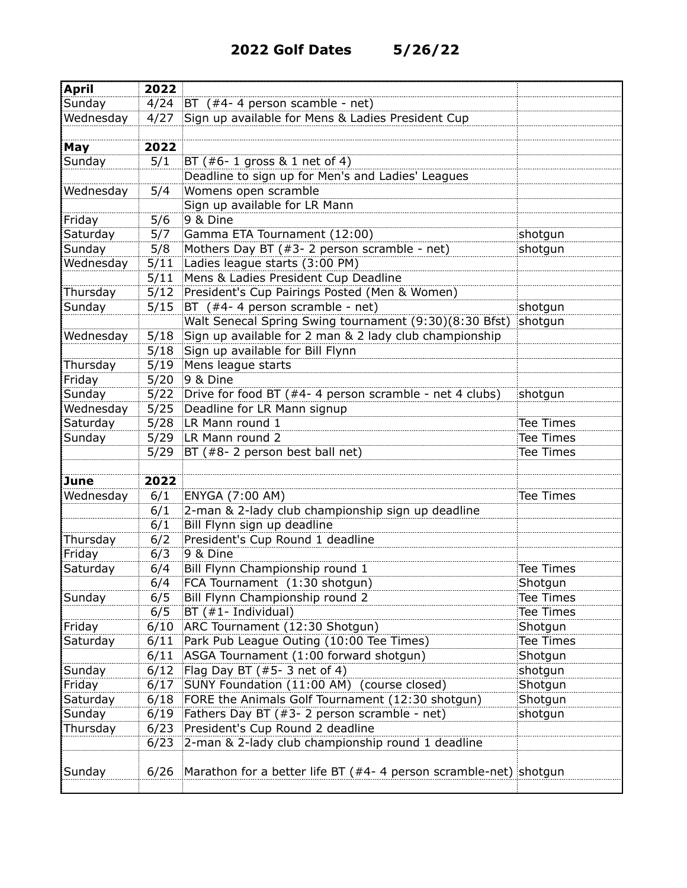# 2022 Golf Dates 5/26/22

| April | 2022 | | |
|---|---|---|---|
| Sunday | 4/24 | BT (#4- 4 person scamble - net) | |
| Wednesday | 4/27 | Sign up available for Mens & Ladies President Cup | |
| | | | |
| **May** | **2022** | | |
| Sunday | 5/1 | BT (#6- 1 gross & 1 net of 4) | |
| | | Deadline to sign up for Men's and Ladies' Leagues | |
| Wednesday | 5/4 | Womens open scramble | |
| | | Sign up available for LR Mann | |
| Friday | 5/6 | 9 & Dine | |
| Saturday | 5/7 | Gamma ETA Tournament (12:00) | shotgun |
| Sunday | 5/8 | Mothers Day BT (#3- 2 person scramble - net) | shotgun |
| Wednesday | 5/11 | Ladies league starts (3:00 PM) | |
| | 5/11 | Mens & Ladies President Cup Deadline | |
| Thursday | 5/12 | President's Cup Pairings Posted (Men & Women) | |
| Sunday | 5/15 | BT (#4- 4 person scramble - net) | shotgun |
| | | Walt Senecal Spring Swing tournament (9:30)(8:30 Bfst) | shotgun |
| Wednesday | 5/18 | Sign up available for 2 man & 2 lady club championship | |
| | 5/18 | Sign up available for Bill Flynn | |
| Thursday | 5/19 | Mens league starts | |
| Friday | 5/20 | 9 & Dine | |
| Sunday | 5/22 | Drive for food BT (#4- 4 person scramble - net 4 clubs) | shotgun |
| Wednesday | 5/25 | Deadline for LR Mann signup | |
| Saturday | 5/28 | LR Mann round 1 | Tee Times |
| Sunday | 5/29 | LR Mann round 2 | Tee Times |
| | 5/29 | BT (#8- 2 person best ball net) | Tee Times |
| | | | |
| **June** | **2022** | | |
| Wednesday | 6/1 | ENYGA (7:00 AM) | Tee Times |
| | 6/1 | 2-man & 2-lady club championship sign up deadline | |
| | 6/1 | Bill Flynn sign up deadline | |
| Thursday | 6/2 | President's Cup Round 1 deadline | |
| Friday | 6/3 | 9 & Dine | |
| Saturday | 6/4 | Bill Flynn Championship round 1 | Tee Times |
| | 6/4 | FCA Tournament (1:30 shotgun) | Shotgun |
| Sunday | 6/5 | Bill Flynn Championship round 2 | Tee Times |
| | 6/5 | BT (#1- Individual) | Tee Times |
| Friday | 6/10 | ARC Tournament (12:30 Shotgun) | Shotgun |
| Saturday | 6/11 | Park Pub League Outing (10:00 Tee Times) | Tee Times |
| | 6/11 | ASGA Tournament (1:00 forward shotgun) | Shotgun |
| Sunday | 6/12 | Flag Day BT (#5- 3 net of 4) | shotgun |
| Friday | 6/17 | SUNY Foundation (11:00 AM) (course closed) | Shotgun |
| Saturday | 6/18 | FORE the Animals Golf Tournament (12:30 shotgun) | Shotgun |
| Sunday | 6/19 | Fathers Day BT (#3- 2 person scramble - net) | shotgun |
| Thursday | 6/23 | President's Cup Round 2 deadline | |
| | 6/23 | 2-man & 2-lady club championship round 1 deadline | |
| Sunday | 6/26 | Marathon for a better life BT (#4- 4 person scramble-net) | shotgun |
| | | | |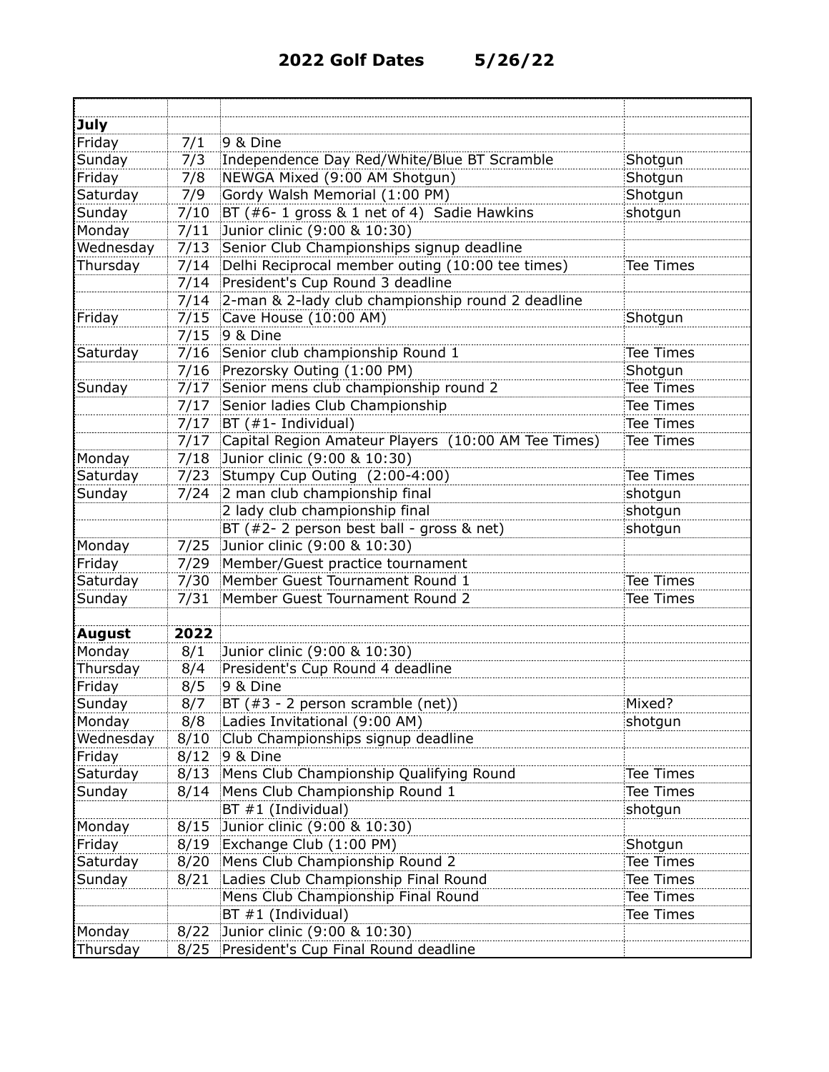## 2022 Golf Dates 5/26/22

| | | | |
|---|---|---|---|
| **July** | | | |
| Friday | 7/1 | 9 & Dine | |
| Sunday | 7/3 | Independence Day Red/White/Blue BT Scramble | Shotgun |
| Friday | 7/8 | NEWGA Mixed (9:00 AM Shotgun) | Shotgun |
| Saturday | 7/9 | Gordy Walsh Memorial (1:00 PM) | Shotgun |
| Sunday | 7/10 | BT (#6- 1 gross & 1 net of 4) Sadie Hawkins | shotgun |
| Monday | 7/11 | Junior clinic (9:00 & 10:30) | |
| Wednesday | 7/13 | Senior Club Championships signup deadline | |
| Thursday | 7/14 | Delhi Reciprocal member outing (10:00 tee times) | Tee Times |
| | 7/14 | President's Cup Round 3 deadline | |
| | 7/14 | 2-man & 2-lady club championship round 2 deadline | |
| Friday | 7/15 | Cave House (10:00 AM) | Shotgun |
| | 7/15 | 9 & Dine | |
| Saturday | 7/16 | Senior club championship Round 1 | Tee Times |
| | 7/16 | Prezorsky Outing (1:00 PM) | Shotgun |
| Sunday | 7/17 | Senior mens club championship round 2 | Tee Times |
| | 7/17 | Senior ladies Club Championship | Tee Times |
| | 7/17 | BT (#1- Individual) | Tee Times |
| | 7/17 | Capital Region Amateur Players (10:00 AM Tee Times) | Tee Times |
| Monday | 7/18 | Junior clinic (9:00 & 10:30) | |
| Saturday | 7/23 | Stumpy Cup Outing (2:00-4:00) | Tee Times |
| Sunday | 7/24 | 2 man club championship final | shotgun |
| | | 2 lady club championship final | shotgun |
| | | BT (#2- 2 person best ball - gross & net) | shotgun |
| Monday | 7/25 | Junior clinic (9:00 & 10:30) | |
| Friday | 7/29 | Member/Guest practice tournament | |
| Saturday | 7/30 | Member Guest Tournament Round 1 | Tee Times |
| Sunday | 7/31 | Member Guest Tournament Round 2 | Tee Times |
| | | | |
| **August** | **2022** | | |
| Monday | 8/1 | Junior clinic (9:00 & 10:30) | |
| Thursday | 8/4 | President's Cup Round 4 deadline | |
| Friday | 8/5 | 9 & Dine | |
| Sunday | 8/7 | BT (#3 - 2 person scramble (net)) | Mixed? |
| Monday | 8/8 | Ladies Invitational (9:00 AM) | shotgun |
| Wednesday | 8/10 | Club Championships signup deadline | |
| Friday | 8/12 | 9 & Dine | |
| Saturday | 8/13 | Mens Club Championship Qualifying Round | Tee Times |
| Sunday | 8/14 | Mens Club Championship Round 1 | Tee Times |
| | | BT #1 (Individual) | shotgun |
| Monday | 8/15 | Junior clinic (9:00 & 10:30) | |
| Friday | 8/19 | Exchange Club (1:00 PM) | Shotgun |
| Saturday | 8/20 | Mens Club Championship Round 2 | Tee Times |
| Sunday | 8/21 | Ladies Club Championship Final Round | Tee Times |
| | | Mens Club Championship Final Round | Tee Times |
| | | BT #1 (Individual) | Tee Times |
| Monday | 8/22 | Junior clinic (9:00 & 10:30) | |
| Thursday | 8/25 | President's Cup Final Round deadline | |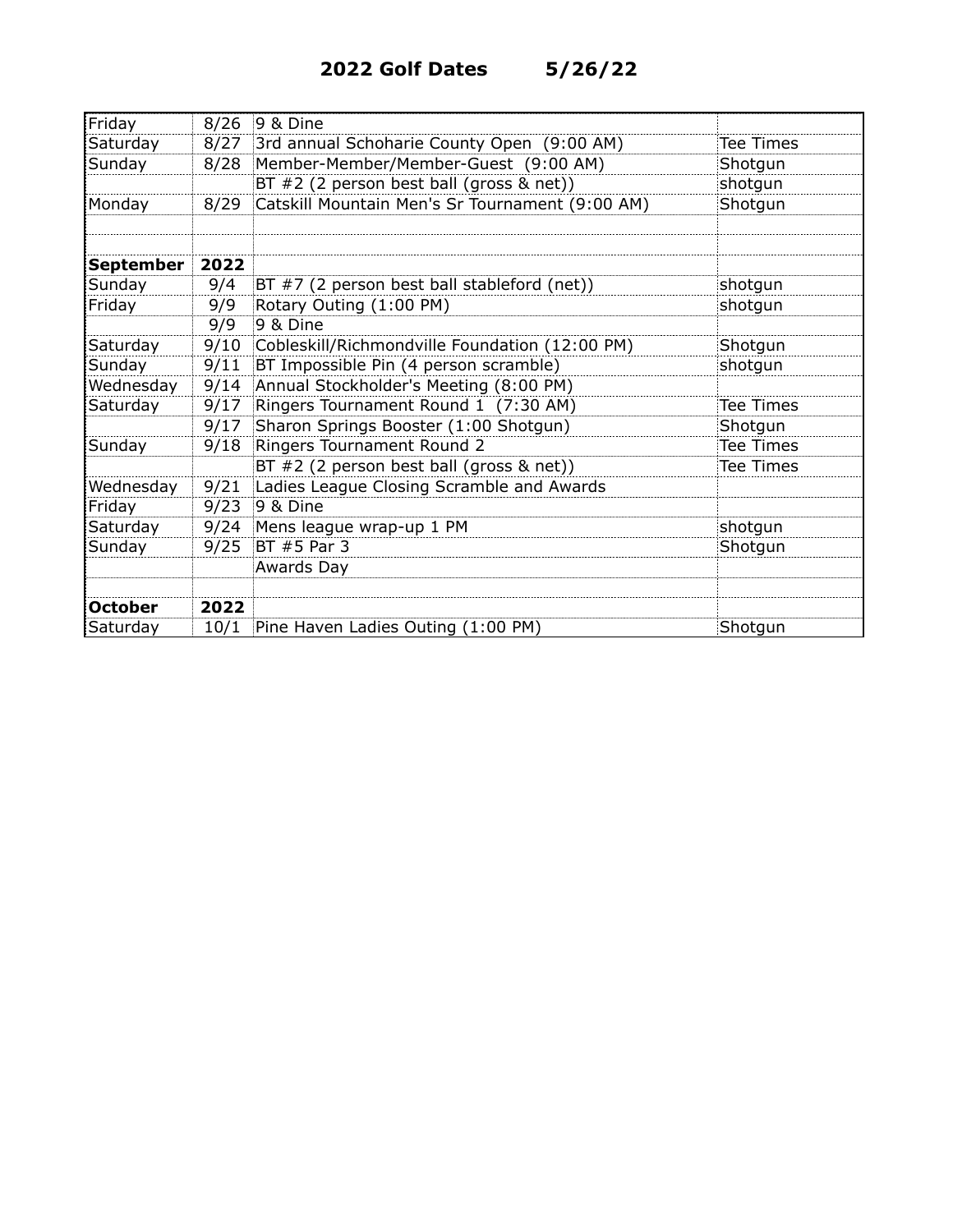## 2022 Golf Dates 5/26/22

| | | | |
|---|---|---|---|
| Friday | 8/26 | 9 & Dine | |
| Saturday | 8/27 | 3rd annual Schoharie County Open (9:00 AM) | Tee Times |
| Sunday | 8/28 | Member-Member/Member-Guest (9:00 AM) | Shotgun |
| | | BT #2 (2 person best ball (gross & net)) | shotgun |
| Monday | 8/29 | Catskill Mountain Men's Sr Tournament (9:00 AM) | Shotgun |
| | | | |
| | | | |
| **September** | **2022** | | |
| Sunday | 9/4 | BT #7 (2 person best ball stableford (net)) | shotgun |
| Friday | 9/9 | Rotary Outing (1:00 PM) | shotgun |
| | 9/9 | 9 & Dine | |
| Saturday | 9/10 | Cobleskill/Richmondville Foundation (12:00 PM) | Shotgun |
| Sunday | 9/11 | BT Impossible Pin (4 person scramble) | shotgun |
| Wednesday | 9/14 | Annual Stockholder's Meeting (8:00 PM) | |
| Saturday | 9/17 | Ringers Tournament Round 1 (7:30 AM) | Tee Times |
| | 9/17 | Sharon Springs Booster (1:00 Shotgun) | Shotgun |
| Sunday | 9/18 | Ringers Tournament Round 2 | Tee Times |
| | | BT #2 (2 person best ball (gross & net)) | Tee Times |
| Wednesday | 9/21 | Ladies League Closing Scramble and Awards | |
| Friday | 9/23 | 9 & Dine | |
| Saturday | 9/24 | Mens league wrap-up 1 PM | shotgun |
| Sunday | 9/25 | BT #5 Par 3 | Shotgun |
| | | Awards Day | |
| | | | |
| **October** | **2022** | | |
| Saturday | 10/1 | Pine Haven Ladies Outing (1:00 PM) | Shotgun |